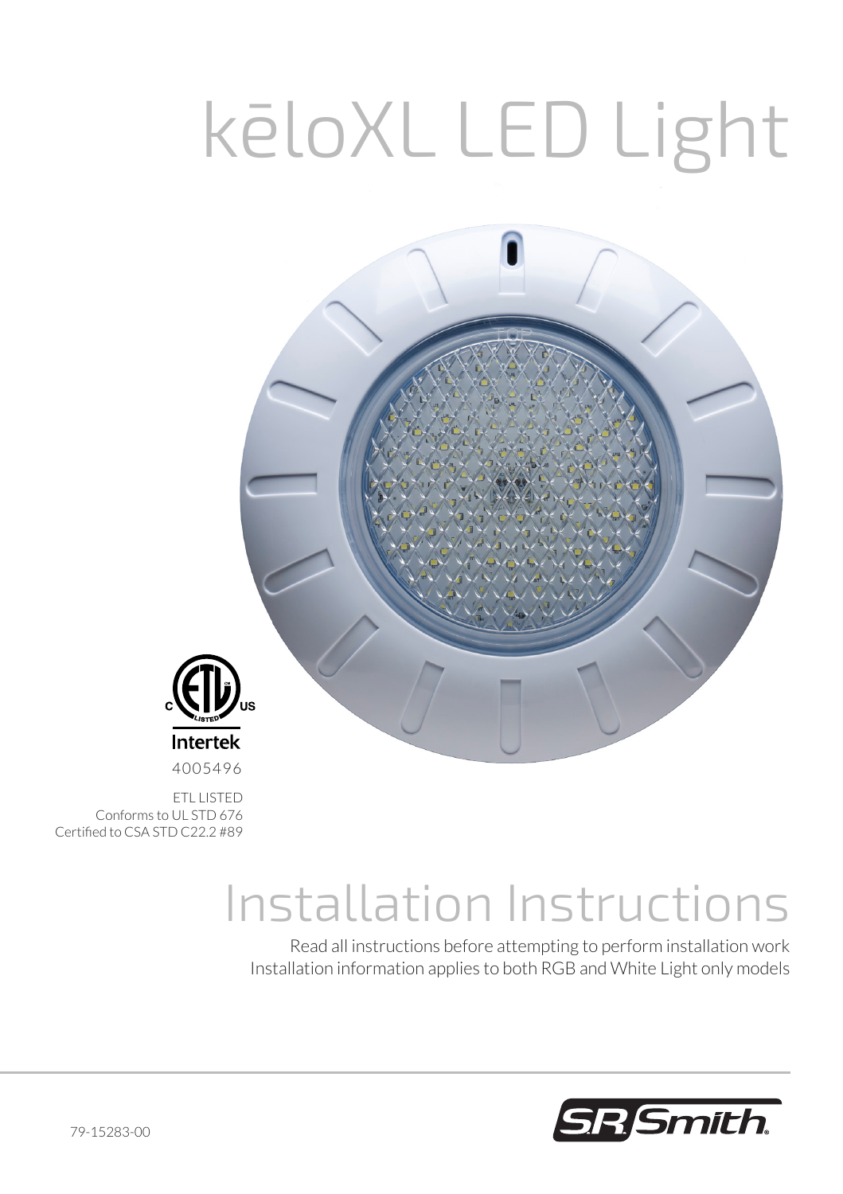# kēloXL LED Light

Intertek

4005496

ETL LISTED
Conforms to UL STD 676
Certified to CSA STD C22.2 #89

# Installation Instructions

Read all instructions before attempting to perform installation work
Installation information applies to both RGB and White Light only models

79-15283-00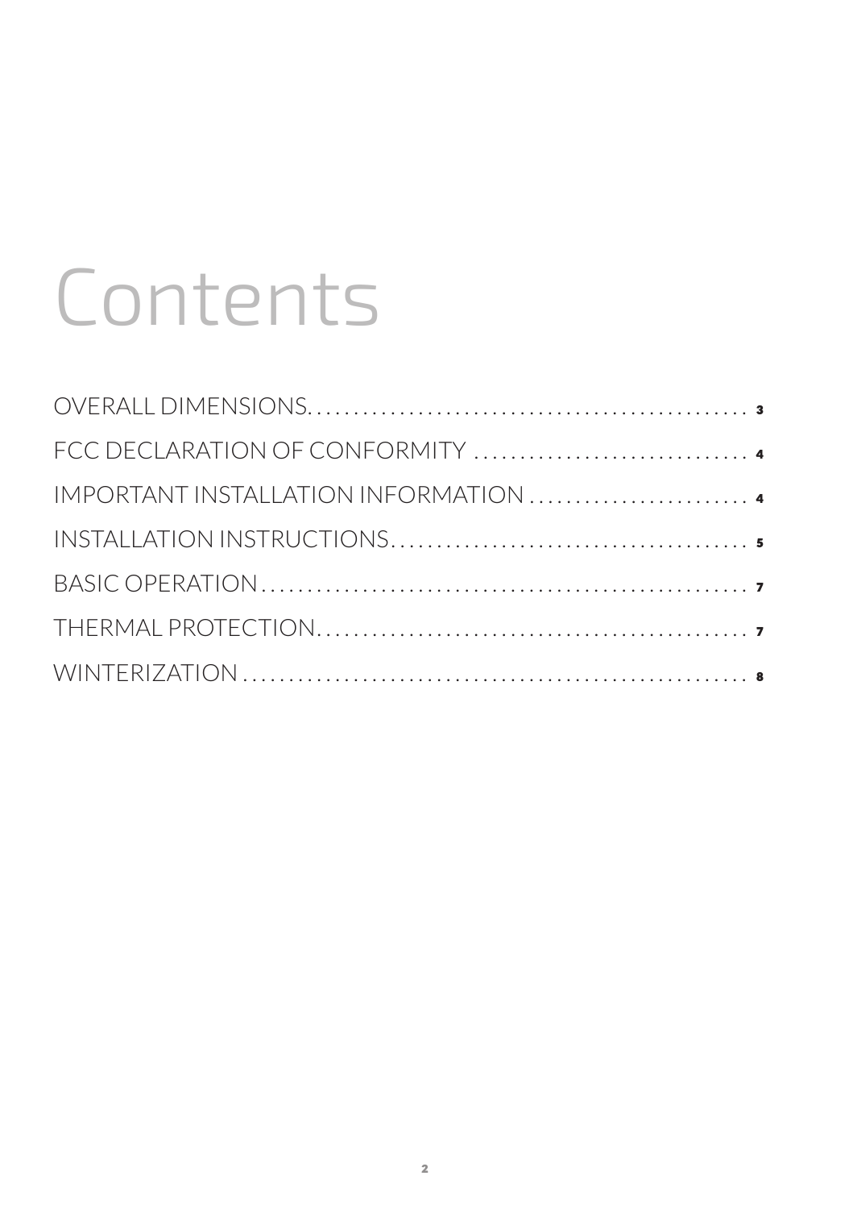# Contents

OVERALL DIMENSIONS. . . . . . . . . . . . . . . . . . . . . . . . . . . . . . . . . . . . . . . . . . . . . . . 3

FCC DECLARATION OF CONFORMITY . . . . . . . . . . . . . . . . . . . . . . . . . . . . . 4

IMPORTANT INSTALLATION INFORMATION . . . . . . . . . . . . . . . . . . . . . . . . 4

INSTALLATION INSTRUCTIONS. . . . . . . . . . . . . . . . . . . . . . . . . . . . . . . . . . . . . . . 5

BASIC OPERATION . . . . . . . . . . . . . . . . . . . . . . . . . . . . . . . . . . . . . . . . . . . . . . . . . . . . 7

THERMAL PROTECTION. . . . . . . . . . . . . . . . . . . . . . . . . . . . . . . . . . . . . . . . . . . . . . . 7

WINTERIZATION . . . . . . . . . . . . . . . . . . . . . . . . . . . . . . . . . . . . . . . . . . . . . . . . . . . . . . 8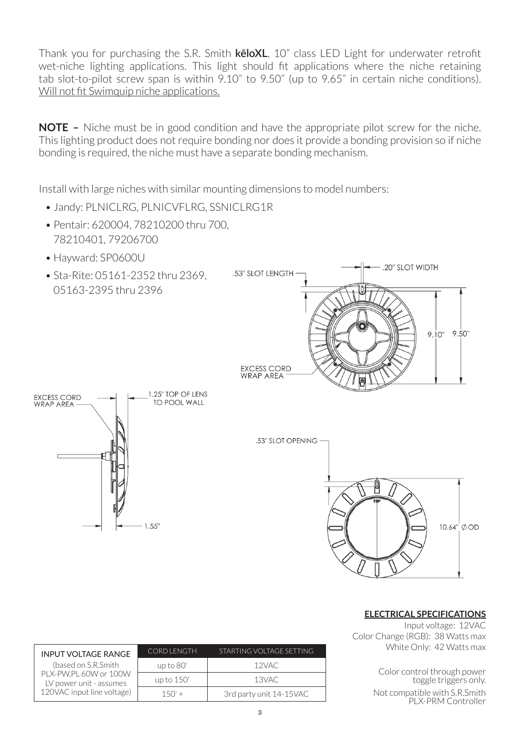Thank you for purchasing the S.R. Smith **kēloXL**, 10" class LED Light for underwater retrofit wet-niche lighting applications. This light should fit applications where the niche retaining tab slot-to-pilot screw span is within 9.10" to 9.50" (up to 9.65" in certain niche conditions). Will not fit Swimquip niche applications.

**NOTE –** Niche must be in good condition and have the appropriate pilot screw for the niche. This lighting product does not require bonding nor does it provide a bonding provision so if niche bonding is required, the niche must have a separate bonding mechanism.

Install with large niches with similar mounting dimensions to model numbers:

- Jandy: PLNICLRG, PLNICVFLRG, SSNICLRG1R
- Pentair: 620004, 78210200 thru 700, 78210401, 79206700
- Hayward: SP0600U
- Sta-Rite: 05161-2352 thru 2369, 05163-2395 thru 2396

.53" SLOT LENGTH

.20" SLOT WIDTH

9.10" 9.50"

EXCESS CORD WRAP AREA

EXCESS CORD WRAP AREA

1.25" TOP OF LENS TO POOL WALL

1.55"

.53" SLOT OPENING

TOP

10.64" Ø OD

**ELECTRICAL SPECIFICATIONS**

Input voltage: 12VAC
Color Change (RGB): 38 Watts max
White Only: 42 Watts max

Color control through power toggle triggers only.

Not compatible with S.R.Smith PLX-PRM Controller

| INPUT VOLTAGE RANGE | CORD LENGTH | STARTING VOLTAGE SETTING |
|---|---|---|
| (based on S.R.Smith PLX-PW,PL 60W or 100W LV power unit - assumes 120VAC input line voltage) | up to 80' | 12VAC |
| | up to 150' | 13VAC |
| | 150' + | 3rd party unit 14-15VAC |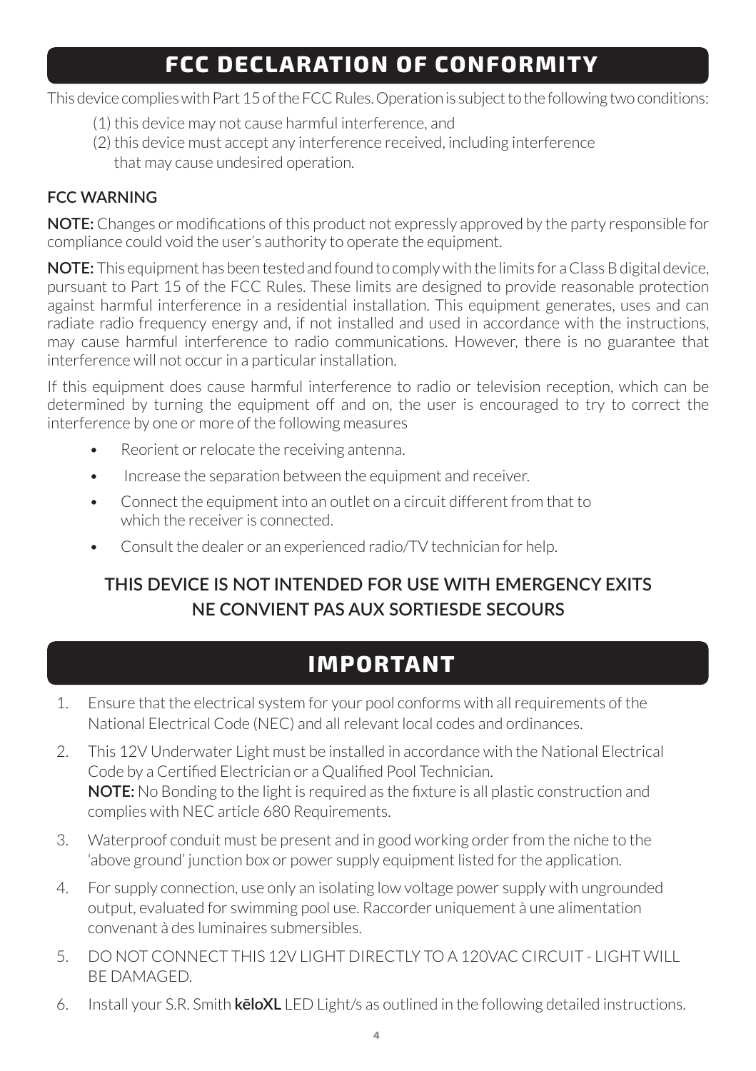# FCC DECLARATION OF CONFORMITY

This device complies with Part 15 of the FCC Rules. Operation is subject to the following two conditions:

(1) this device may not cause harmful interference, and
(2) this device must accept any interference received, including interference that may cause undesired operation.

### FCC WARNING

**NOTE:** Changes or modifications of this product not expressly approved by the party responsible for compliance could void the user's authority to operate the equipment.

**NOTE:** This equipment has been tested and found to comply with the limits for a Class B digital device, pursuant to Part 15 of the FCC Rules. These limits are designed to provide reasonable protection against harmful interference in a residential installation. This equipment generates, uses and can radiate radio frequency energy and, if not installed and used in accordance with the instructions, may cause harmful interference to radio communications. However, there is no guarantee that interference will not occur in a particular installation.

If this equipment does cause harmful interference to radio or television reception, which can be determined by turning the equipment off and on, the user is encouraged to try to correct the interference by one or more of the following measures

- Reorient or relocate the receiving antenna.
- Increase the separation between the equipment and receiver.
- Connect the equipment into an outlet on a circuit different from that to which the receiver is connected.
- Consult the dealer or an experienced radio/TV technician for help.

**THIS DEVICE IS NOT INTENDED FOR USE WITH EMERGENCY EXITS**
**NE CONVIENT PAS AUX SORTIESDE SECOURS**

# IMPORTANT

1. Ensure that the electrical system for your pool conforms with all requirements of the National Electrical Code (NEC) and all relevant local codes and ordinances.
2. This 12V Underwater Light must be installed in accordance with the National Electrical Code by a Certified Electrician or a Qualified Pool Technician.
   **NOTE:** No Bonding to the light is required as the fixture is all plastic construction and complies with NEC article 680 Requirements.
3. Waterproof conduit must be present and in good working order from the niche to the 'above ground' junction box or power supply equipment listed for the application.
4. For supply connection, use only an isolating low voltage power supply with ungrounded output, evaluated for swimming pool use. Raccorder uniquement à une alimentation convenant à des luminaires submersibles.
5. DO NOT CONNECT THIS 12V LIGHT DIRECTLY TO A 120VAC CIRCUIT - LIGHT WILL BE DAMAGED.
6. Install your S.R. Smith **kēloXL** LED Light/s as outlined in the following detailed instructions.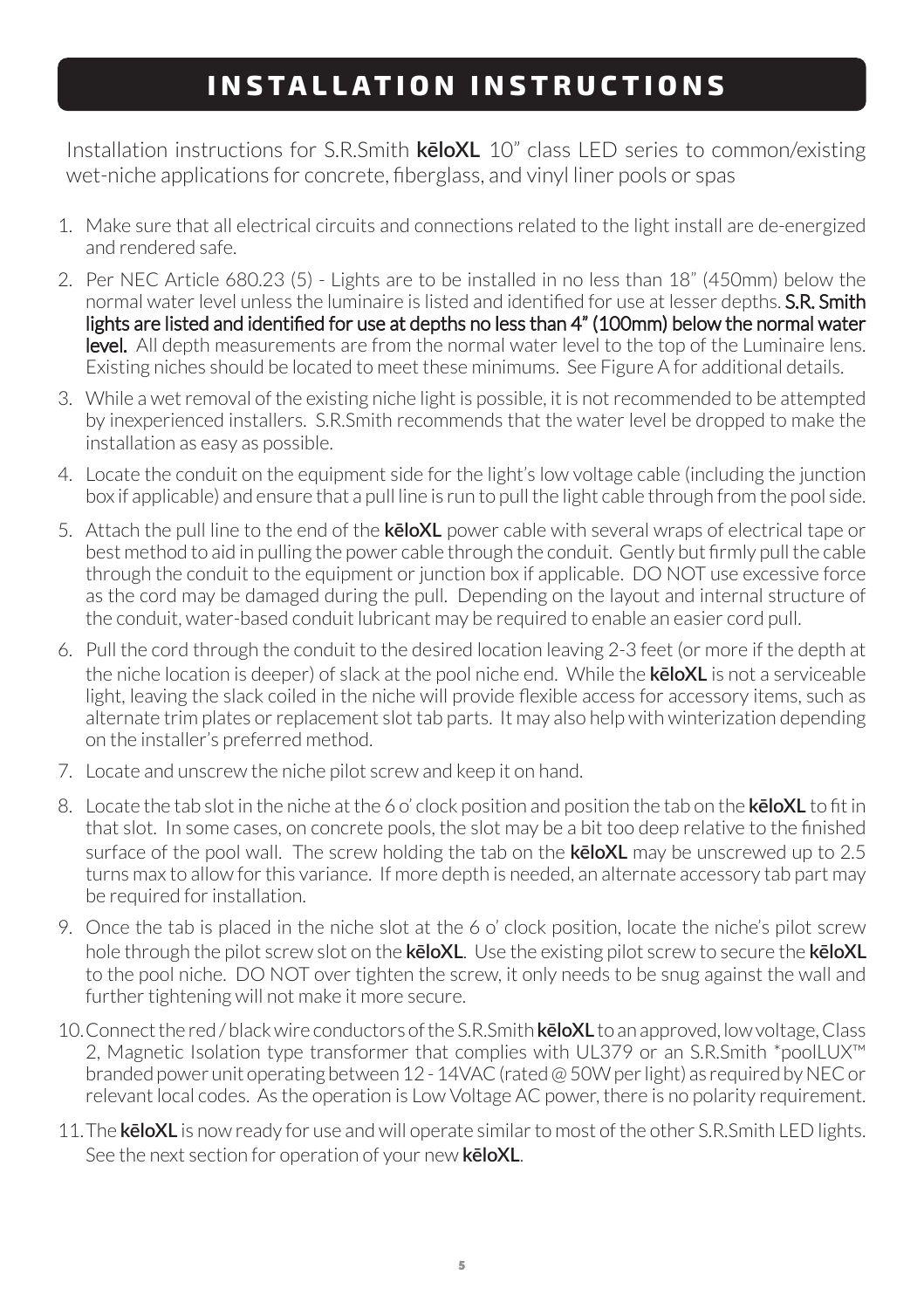# INSTALLATION INSTRUCTIONS

Installation instructions for S.R.Smith **kēloXL** 10" class LED series to common/existing wet-niche applications for concrete, fiberglass, and vinyl liner pools or spas

1. Make sure that all electrical circuits and connections related to the light install are de-energized and rendered safe.
2. Per NEC Article 680.23 (5) - Lights are to be installed in no less than 18" (450mm) below the normal water level unless the luminaire is listed and identified for use at lesser depths. **S.R. Smith lights are listed and identified for use at depths no less than 4" (100mm) below the normal water level.** All depth measurements are from the normal water level to the top of the Luminaire lens. Existing niches should be located to meet these minimums. See Figure A for additional details.
3. While a wet removal of the existing niche light is possible, it is not recommended to be attempted by inexperienced installers. S.R.Smith recommends that the water level be dropped to make the installation as easy as possible.
4. Locate the conduit on the equipment side for the light's low voltage cable (including the junction box if applicable) and ensure that a pull line is run to pull the light cable through from the pool side.
5. Attach the pull line to the end of the **kēloXL** power cable with several wraps of electrical tape or best method to aid in pulling the power cable through the conduit. Gently but firmly pull the cable through the conduit to the equipment or junction box if applicable. DO NOT use excessive force as the cord may be damaged during the pull. Depending on the layout and internal structure of the conduit, water-based conduit lubricant may be required to enable an easier cord pull.
6. Pull the cord through the conduit to the desired location leaving 2-3 feet (or more if the depth at the niche location is deeper) of slack at the pool niche end. While the **kēloXL** is not a serviceable light, leaving the slack coiled in the niche will provide flexible access for accessory items, such as alternate trim plates or replacement slot tab parts. It may also help with winterization depending on the installer's preferred method.
7. Locate and unscrew the niche pilot screw and keep it on hand.
8. Locate the tab slot in the niche at the 6 o' clock position and position the tab on the **kēloXL** to fit in that slot. In some cases, on concrete pools, the slot may be a bit too deep relative to the finished surface of the pool wall. The screw holding the tab on the **kēloXL** may be unscrewed up to 2.5 turns max to allow for this variance. If more depth is needed, an alternate accessory tab part may be required for installation.
9. Once the tab is placed in the niche slot at the 6 o' clock position, locate the niche's pilot screw hole through the pilot screw slot on the **kēloXL**. Use the existing pilot screw to secure the **kēloXL** to the pool niche. DO NOT over tighten the screw, it only needs to be snug against the wall and further tightening will not make it more secure.
10. Connect the red / black wire conductors of the S.R.Smith **kēloXL** to an approved, low voltage, Class 2, Magnetic Isolation type transformer that complies with UL379 or an S.R.Smith *poolLUX™ branded power unit operating between 12 - 14VAC (rated @ 50W per light) as required by NEC or relevant local codes. As the operation is Low Voltage AC power, there is no polarity requirement.
11. The **kēloXL** is now ready for use and will operate similar to most of the other S.R.Smith LED lights. See the next section for operation of your new **kēloXL**.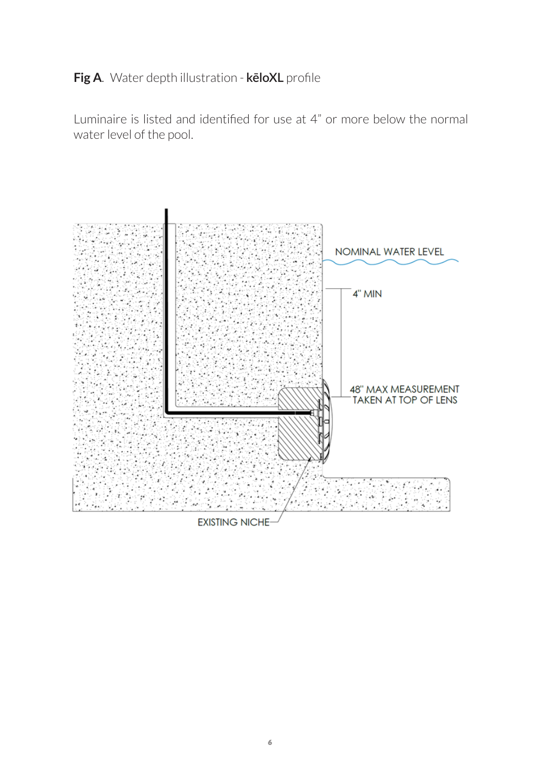**Fig A**. Water depth illustration - **kēloXL** profile

Luminaire is listed and identified for use at 4" or more below the normal water level of the pool.

NOMINAL WATER LEVEL

4" MIN

48" MAX MEASUREMENT TAKEN AT TOP OF LENS

EXISTING NICHE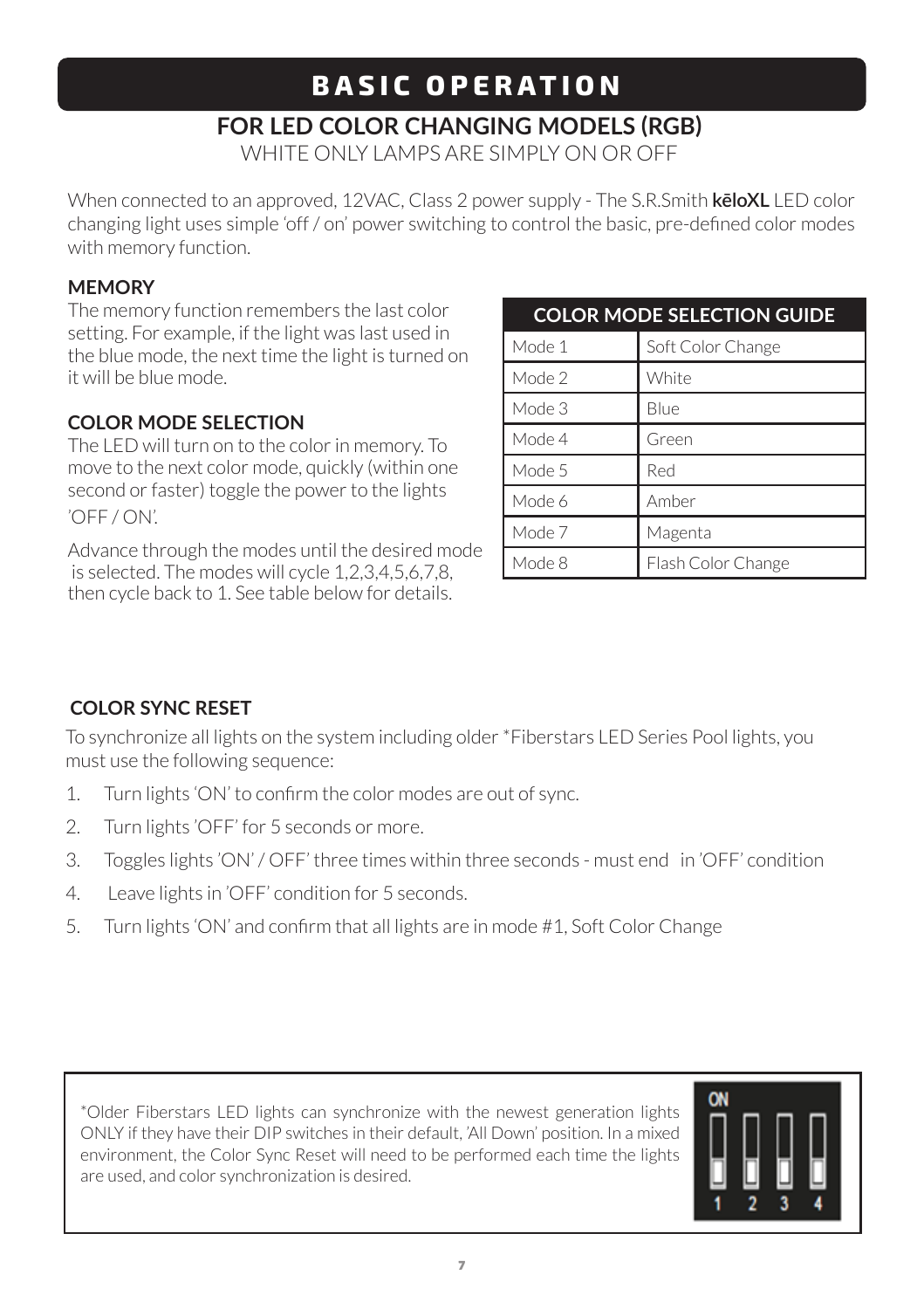# BASIC OPERATION

## FOR LED COLOR CHANGING MODELS (RGB)

WHITE ONLY LAMPS ARE SIMPLY ON OR OFF

When connected to an approved, 12VAC, Class 2 power supply - The S.R.Smith **kēloXL** LED color changing light uses simple 'off / on' power switching to control the basic, pre-defined color modes with memory function.

**MEMORY**

The memory function remembers the last color setting. For example, if the light was last used in the blue mode, the next time the light is turned on it will be blue mode.

**COLOR MODE SELECTION**

The LED will turn on to the color in memory. To move to the next color mode, quickly (within one second or faster) toggle the power to the lights 'OFF / ON'.

Advance through the modes until the desired mode is selected. The modes will cycle 1,2,3,4,5,6,7,8, then cycle back to 1. See table below for details.

| COLOR MODE SELECTION GUIDE | |
|---|---|
| Mode 1 | Soft Color Change |
| Mode 2 | White |
| Mode 3 | Blue |
| Mode 4 | Green |
| Mode 5 | Red |
| Mode 6 | Amber |
| Mode 7 | Magenta |
| Mode 8 | Flash Color Change |

**COLOR SYNC RESET**

To synchronize all lights on the system including older *Fiberstars LED Series Pool lights, you must use the following sequence:

1. Turn lights 'ON' to confirm the color modes are out of sync.
2. Turn lights 'OFF' for 5 seconds or more.
3. Toggles lights 'ON' / OFF' three times within three seconds - must end in 'OFF' condition
4. Leave lights in 'OFF' condition for 5 seconds.
5. Turn lights 'ON' and confirm that all lights are in mode #1, Soft Color Change

*Older Fiberstars LED lights can synchronize with the newest generation lights ONLY if they have their DIP switches in their default, 'All Down' position. In a mixed environment, the Color Sync Reset will need to be performed each time the lights are used, and color synchronization is desired.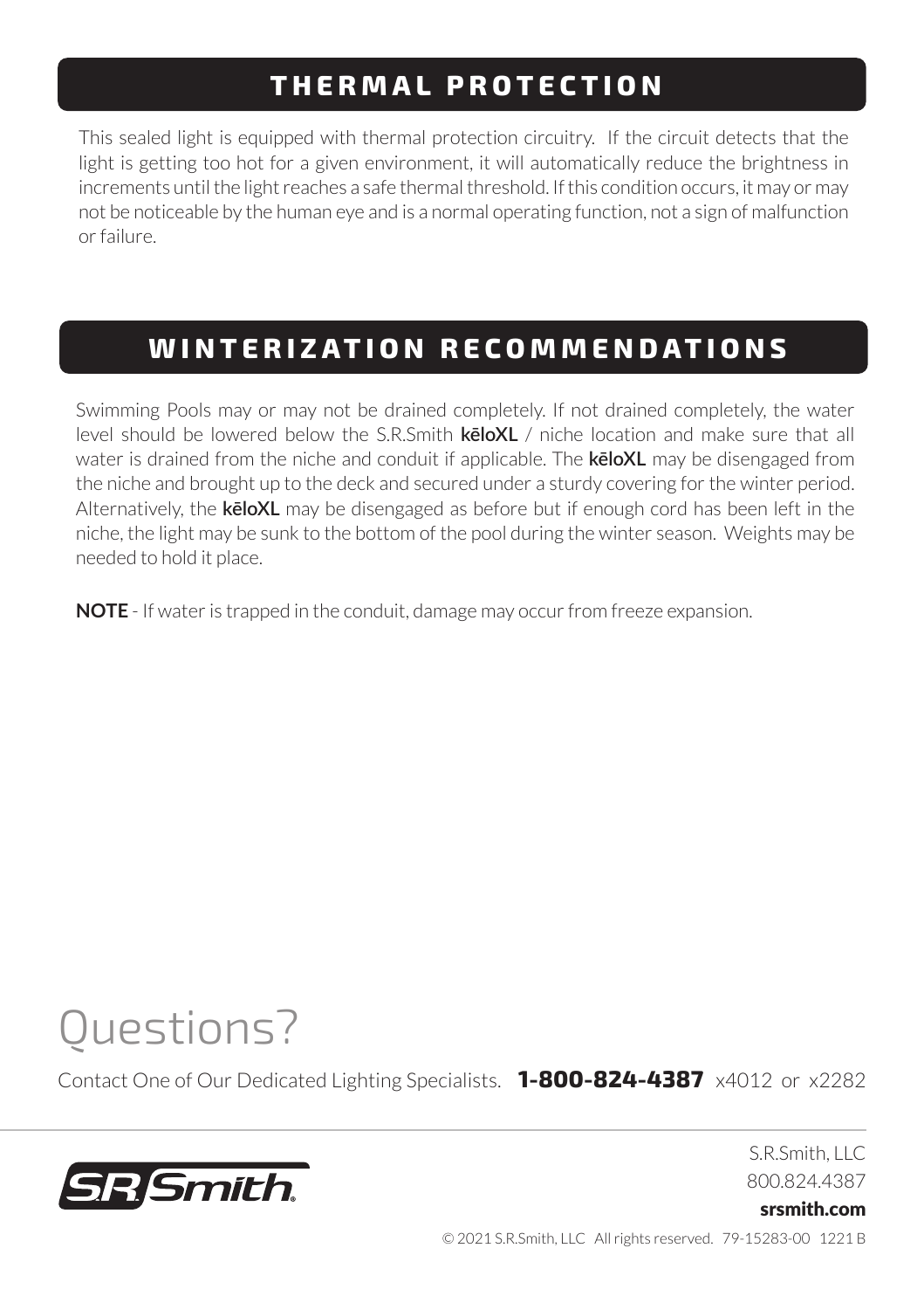## THERMAL PROTECTION

This sealed light is equipped with thermal protection circuitry. If the circuit detects that the light is getting too hot for a given environment, it will automatically reduce the brightness in increments until the light reaches a safe thermal threshold. If this condition occurs, it may or may not be noticeable by the human eye and is a normal operating function, not a sign of malfunction or failure.

## WINTERIZATION RECOMMENDATIONS

Swimming Pools may or may not be drained completely. If not drained completely, the water level should be lowered below the S.R.Smith **kēloXL** / niche location and make sure that all water is drained from the niche and conduit if applicable. The **kēloXL** may be disengaged from the niche and brought up to the deck and secured under a sturdy covering for the winter period. Alternatively, the **kēloXL** may be disengaged as before but if enough cord has been left in the niche, the light may be sunk to the bottom of the pool during the winter season. Weights may be needed to hold it place.

**NOTE** - If water is trapped in the conduit, damage may occur from freeze expansion.

# Questions?

Contact One of Our Dedicated Lighting Specialists. **1-800-824-4387** x4012 or x2282

S.R.Smith, LLC
800.824.4387
**srsmith.com**

© 2021 S.R.Smith, LLC All rights reserved. 79-15283-00 1221 B